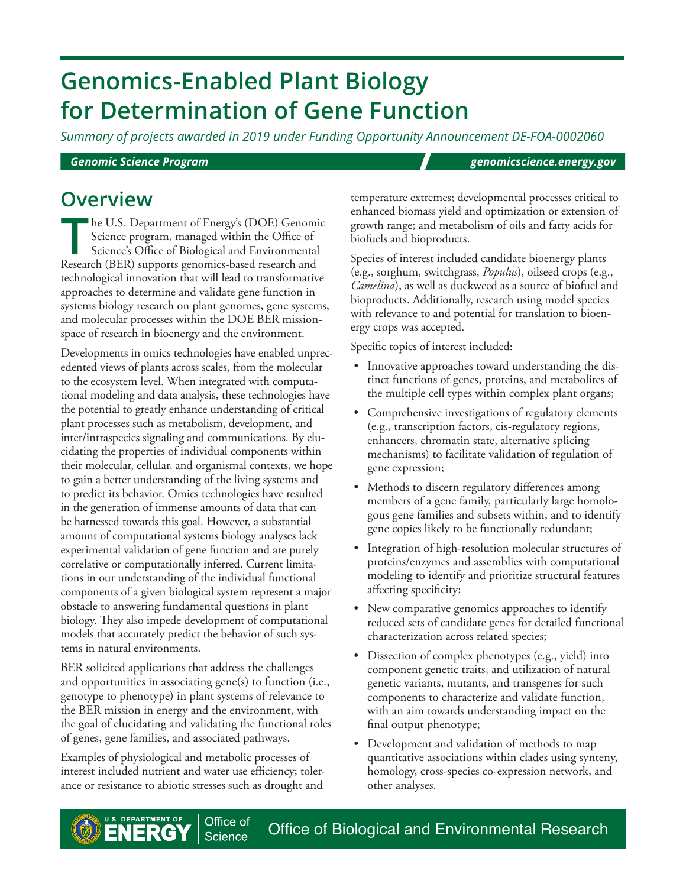# Genomics-Enabled Plant Biology for Determination of Gene Function

*Summary of projects awarded in 2019 under Funding Opportunity Announcement DE-FOA-0002060*

***Genomic Science Program*** ***genomicscience.energy.gov***

## Overview

The U.S. Department of Energy's (DOE) Genomic Science program, managed within the Office of Science's Office of Biological and Environmental Research (BER) supports genomics-based research and technological innovation that will lead to transformative approaches to determine and validate gene function in systems biology research on plant genomes, gene systems, and molecular processes within the DOE BER mission-space of research in bioenergy and the environment.

Developments in omics technologies have enabled unprecedented views of plants across scales, from the molecular to the ecosystem level. When integrated with computational modeling and data analysis, these technologies have the potential to greatly enhance understanding of critical plant processes such as metabolism, development, and inter/intraspecies signaling and communications. By elucidating the properties of individual components within their molecular, cellular, and organismal contexts, we hope to gain a better understanding of the living systems and to predict its behavior. Omics technologies have resulted in the generation of immense amounts of data that can be harnessed towards this goal. However, a substantial amount of computational systems biology analyses lack experimental validation of gene function and are purely correlative or computationally inferred. Current limitations in our understanding of the individual functional components of a given biological system represent a major obstacle to answering fundamental questions in plant biology. They also impede development of computational models that accurately predict the behavior of such systems in natural environments.

BER solicited applications that address the challenges and opportunities in associating gene(s) to function (i.e., genotype to phenotype) in plant systems of relevance to the BER mission in energy and the environment, with the goal of elucidating and validating the functional roles of genes, gene families, and associated pathways.

Examples of physiological and metabolic processes of interest included nutrient and water use efficiency; tolerance or resistance to abiotic stresses such as drought and temperature extremes; developmental processes critical to enhanced biomass yield and optimization or extension of growth range; and metabolism of oils and fatty acids for biofuels and bioproducts.

Species of interest included candidate bioenergy plants (e.g., sorghum, switchgrass, *Populus*), oilseed crops (e.g., *Camelina*), as well as duckweed as a source of biofuel and bioproducts. Additionally, research using model species with relevance to and potential for translation to bioenergy crops was accepted.

Specific topics of interest included:

- Innovative approaches toward understanding the distinct functions of genes, proteins, and metabolites of the multiple cell types within complex plant organs;
- Comprehensive investigations of regulatory elements (e.g., transcription factors, cis-regulatory regions, enhancers, chromatin state, alternative splicing mechanisms) to facilitate validation of regulation of gene expression;
- Methods to discern regulatory differences among members of a gene family, particularly large homologous gene families and subsets within, and to identify gene copies likely to be functionally redundant;
- Integration of high-resolution molecular structures of proteins/enzymes and assemblies with computational modeling to identify and prioritize structural features affecting specificity;
- New comparative genomics approaches to identify reduced sets of candidate genes for detailed functional characterization across related species;
- Dissection of complex phenotypes (e.g., yield) into component genetic traits, and utilization of natural genetic variants, mutants, and transgenes for such components to characterize and validate function, with an aim towards understanding impact on the final output phenotype;
- Development and validation of methods to map quantitative associations within clades using synteny, homology, cross-species co-expression network, and other analyses.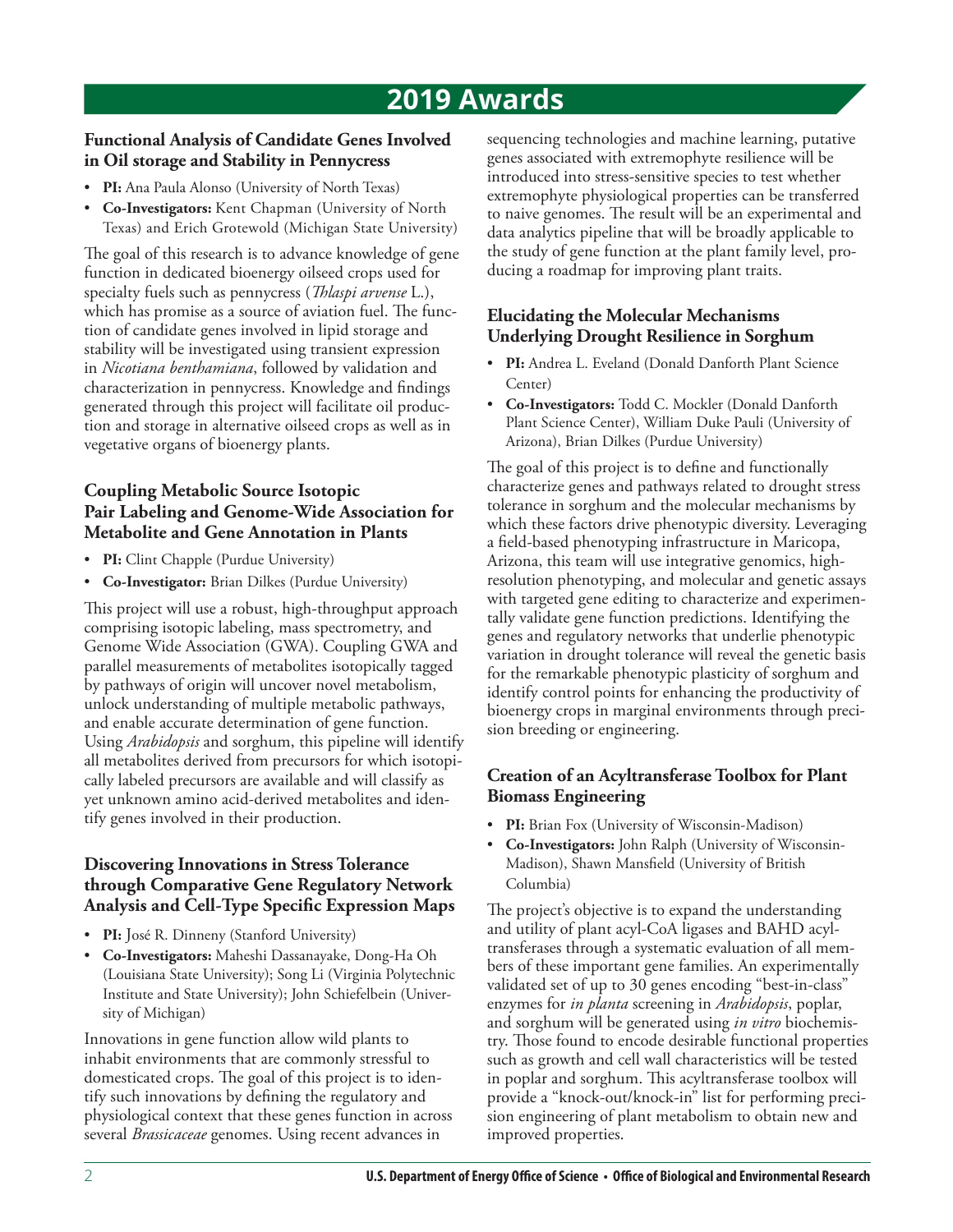# 2019 Awards

### Functional Analysis of Candidate Genes Involved in Oil storage and Stability in Pennycress

- **PI:** Ana Paula Alonso (University of North Texas)
- **Co-Investigators:** Kent Chapman (University of North Texas) and Erich Grotewold (Michigan State University)

The goal of this research is to advance knowledge of gene function in dedicated bioenergy oilseed crops used for specialty fuels such as pennycress (*Thlaspi arvense* L.), which has promise as a source of aviation fuel. The function of candidate genes involved in lipid storage and stability will be investigated using transient expression in *Nicotiana benthamiana*, followed by validation and characterization in pennycress. Knowledge and findings generated through this project will facilitate oil production and storage in alternative oilseed crops as well as in vegetative organs of bioenergy plants.

### Coupling Metabolic Source Isotopic Pair Labeling and Genome-Wide Association for Metabolite and Gene Annotation in Plants

- **PI:** Clint Chapple (Purdue University)
- **Co-Investigator:** Brian Dilkes (Purdue University)

This project will use a robust, high-throughput approach comprising isotopic labeling, mass spectrometry, and Genome Wide Association (GWA). Coupling GWA and parallel measurements of metabolites isotopically tagged by pathways of origin will uncover novel metabolism, unlock understanding of multiple metabolic pathways, and enable accurate determination of gene function. Using *Arabidopsis* and sorghum, this pipeline will identify all metabolites derived from precursors for which isotopically labeled precursors are available and will classify as yet unknown amino acid-derived metabolites and identify genes involved in their production.

### Discovering Innovations in Stress Tolerance through Comparative Gene Regulatory Network Analysis and Cell-Type Specific Expression Maps

- **PI:** José R. Dinneny (Stanford University)
- **Co-Investigators:** Maheshi Dassanayake, Dong-Ha Oh (Louisiana State University); Song Li (Virginia Polytechnic Institute and State University); John Schiefelbein (University of Michigan)

Innovations in gene function allow wild plants to inhabit environments that are commonly stressful to domesticated crops. The goal of this project is to identify such innovations by defining the regulatory and physiological context that these genes function in across several *Brassicaceae* genomes. Using recent advances in sequencing technologies and machine learning, putative genes associated with extremophyte resilience will be introduced into stress-sensitive species to test whether extremophyte physiological properties can be transferred to naive genomes. The result will be an experimental and data analytics pipeline that will be broadly applicable to the study of gene function at the plant family level, producing a roadmap for improving plant traits.

### Elucidating the Molecular Mechanisms Underlying Drought Resilience in Sorghum

- **PI:** Andrea L. Eveland (Donald Danforth Plant Science Center)
- **Co-Investigators:** Todd C. Mockler (Donald Danforth Plant Science Center), William Duke Pauli (University of Arizona), Brian Dilkes (Purdue University)

The goal of this project is to define and functionally characterize genes and pathways related to drought stress tolerance in sorghum and the molecular mechanisms by which these factors drive phenotypic diversity. Leveraging a field-based phenotyping infrastructure in Maricopa, Arizona, this team will use integrative genomics, high-resolution phenotyping, and molecular and genetic assays with targeted gene editing to characterize and experimentally validate gene function predictions. Identifying the genes and regulatory networks that underlie phenotypic variation in drought tolerance will reveal the genetic basis for the remarkable phenotypic plasticity of sorghum and identify control points for enhancing the productivity of bioenergy crops in marginal environments through precision breeding or engineering.

### Creation of an Acyltransferase Toolbox for Plant Biomass Engineering

- **PI:** Brian Fox (University of Wisconsin-Madison)
- **Co-Investigators:** John Ralph (University of Wisconsin-Madison), Shawn Mansfield (University of British Columbia)

The project's objective is to expand the understanding and utility of plant acyl-CoA ligases and BAHD acyltransferases through a systematic evaluation of all members of these important gene families. An experimentally validated set of up to 30 genes encoding "best-in-class" enzymes for *in planta* screening in *Arabidopsis*, poplar, and sorghum will be generated using *in vitro* biochemistry. Those found to encode desirable functional properties such as growth and cell wall characteristics will be tested in poplar and sorghum. This acyltransferase toolbox will provide a "knock-out/knock-in" list for performing precision engineering of plant metabolism to obtain new and improved properties.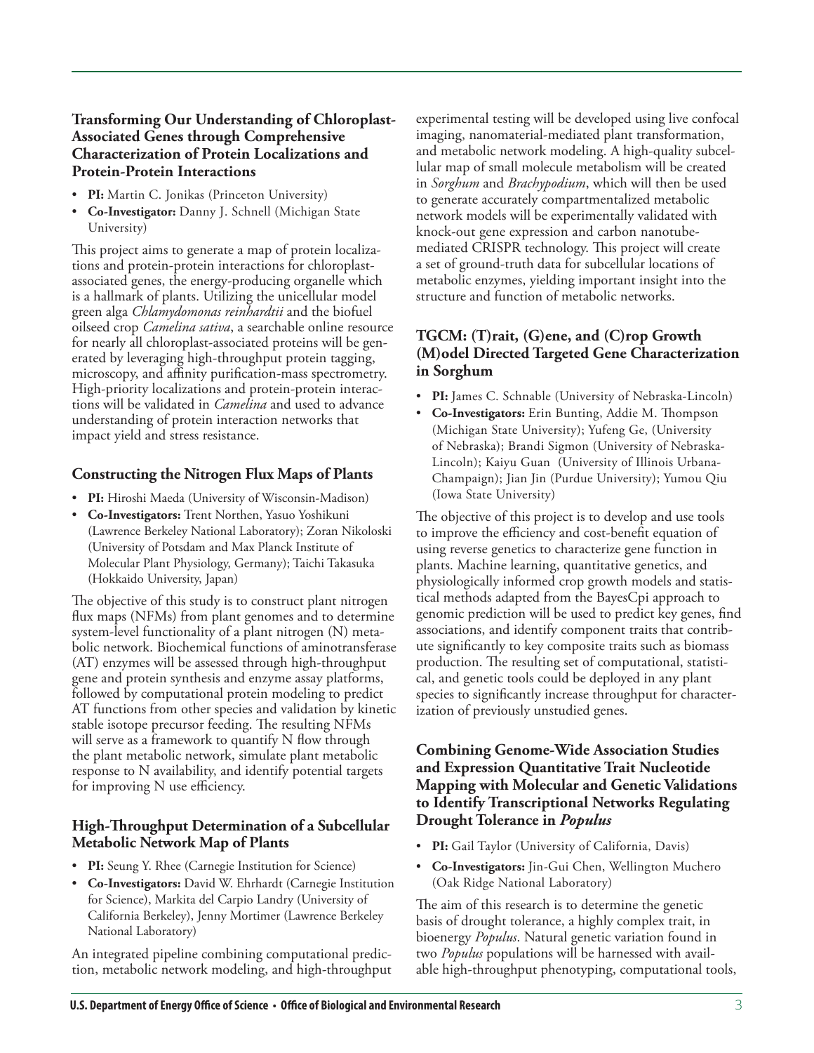### Transforming Our Understanding of Chloroplast-Associated Genes through Comprehensive Characterization of Protein Localizations and Protein-Protein Interactions

- **PI:** Martin C. Jonikas (Princeton University)
- **Co-Investigator:** Danny J. Schnell (Michigan State University)

This project aims to generate a map of protein localizations and protein-protein interactions for chloroplast-associated genes, the energy-producing organelle which is a hallmark of plants. Utilizing the unicellular model green alga *Chlamydomonas reinhardtii* and the biofuel oilseed crop *Camelina sativa*, a searchable online resource for nearly all chloroplast-associated proteins will be generated by leveraging high-throughput protein tagging, microscopy, and affinity purification-mass spectrometry. High-priority localizations and protein-protein interactions will be validated in *Camelina* and used to advance understanding of protein interaction networks that impact yield and stress resistance.

### Constructing the Nitrogen Flux Maps of Plants

- **PI:** Hiroshi Maeda (University of Wisconsin-Madison)
- **Co-Investigators:** Trent Northen, Yasuo Yoshikuni (Lawrence Berkeley National Laboratory); Zoran Nikoloski (University of Potsdam and Max Planck Institute of Molecular Plant Physiology, Germany); Taichi Takasuka (Hokkaido University, Japan)

The objective of this study is to construct plant nitrogen flux maps (NFMs) from plant genomes and to determine system-level functionality of a plant nitrogen (N) metabolic network. Biochemical functions of aminotransferase (AT) enzymes will be assessed through high-throughput gene and protein synthesis and enzyme assay platforms, followed by computational protein modeling to predict AT functions from other species and validation by kinetic stable isotope precursor feeding. The resulting NFMs will serve as a framework to quantify N flow through the plant metabolic network, simulate plant metabolic response to N availability, and identify potential targets for improving N use efficiency.

### High-Throughput Determination of a Subcellular Metabolic Network Map of Plants

- **PI:** Seung Y. Rhee (Carnegie Institution for Science)
- **Co-Investigators:** David W. Ehrhardt (Carnegie Institution for Science), Markita del Carpio Landry (University of California Berkeley), Jenny Mortimer (Lawrence Berkeley National Laboratory)

An integrated pipeline combining computational prediction, metabolic network modeling, and high-throughput experimental testing will be developed using live confocal imaging, nanomaterial-mediated plant transformation, and metabolic network modeling. A high-quality subcellular map of small molecule metabolism will be created in *Sorghum* and *Brachypodium*, which will then be used to generate accurately compartmentalized metabolic network models will be experimentally validated with knock-out gene expression and carbon nanotube-mediated CRISPR technology. This project will create a set of ground-truth data for subcellular locations of metabolic enzymes, yielding important insight into the structure and function of metabolic networks.

### TGCM: (T)rait, (G)ene, and (C)rop Growth (M)odel Directed Targeted Gene Characterization in Sorghum

- **PI:** James C. Schnable (University of Nebraska-Lincoln)
- **Co-Investigators:** Erin Bunting, Addie M. Thompson (Michigan State University); Yufeng Ge, (University of Nebraska); Brandi Sigmon (University of Nebraska-Lincoln); Kaiyu Guan (University of Illinois Urbana-Champaign); Jian Jin (Purdue University); Yumou Qiu (Iowa State University)

The objective of this project is to develop and use tools to improve the efficiency and cost-benefit equation of using reverse genetics to characterize gene function in plants. Machine learning, quantitative genetics, and physiologically informed crop growth models and statistical methods adapted from the BayesCpi approach to genomic prediction will be used to predict key genes, find associations, and identify component traits that contribute significantly to key composite traits such as biomass production. The resulting set of computational, statistical, and genetic tools could be deployed in any plant species to significantly increase throughput for characterization of previously unstudied genes.

### Combining Genome-Wide Association Studies and Expression Quantitative Trait Nucleotide Mapping with Molecular and Genetic Validations to Identify Transcriptional Networks Regulating Drought Tolerance in *Populus*

- **PI:** Gail Taylor (University of California, Davis)
- **Co-Investigators:** Jin-Gui Chen, Wellington Muchero (Oak Ridge National Laboratory)

The aim of this research is to determine the genetic basis of drought tolerance, a highly complex trait, in bioenergy *Populus*. Natural genetic variation found in two *Populus* populations will be harnessed with available high-throughput phenotyping, computational tools,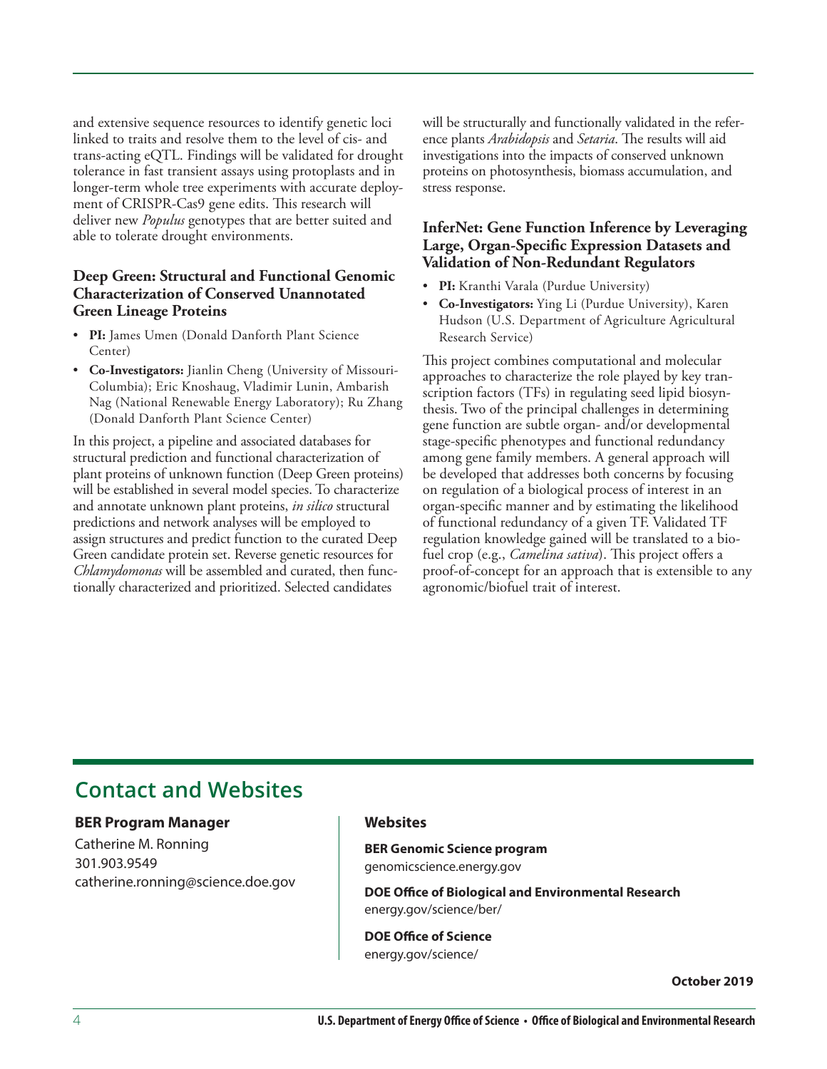and extensive sequence resources to identify genetic loci linked to traits and resolve them to the level of cis- and trans-acting eQTL. Findings will be validated for drought tolerance in fast transient assays using protoplasts and in longer-term whole tree experiments with accurate deployment of CRISPR-Cas9 gene edits. This research will deliver new *Populus* genotypes that are better suited and able to tolerate drought environments.

### Deep Green: Structural and Functional Genomic Characterization of Conserved Unannotated Green Lineage Proteins

- **PI:** James Umen (Donald Danforth Plant Science Center)
- **Co-Investigators:** Jianlin Cheng (University of Missouri-Columbia); Eric Knoshaug, Vladimir Lunin, Ambarish Nag (National Renewable Energy Laboratory); Ru Zhang (Donald Danforth Plant Science Center)

In this project, a pipeline and associated databases for structural prediction and functional characterization of plant proteins of unknown function (Deep Green proteins) will be established in several model species. To characterize and annotate unknown plant proteins, *in silico* structural predictions and network analyses will be employed to assign structures and predict function to the curated Deep Green candidate protein set. Reverse genetic resources for *Chlamydomonas* will be assembled and curated, then functionally characterized and prioritized. Selected candidates will be structurally and functionally validated in the reference plants *Arabidopsis* and *Setaria*. The results will aid investigations into the impacts of conserved unknown proteins on photosynthesis, biomass accumulation, and stress response.

### InferNet: Gene Function Inference by Leveraging Large, Organ-Specific Expression Datasets and Validation of Non-Redundant Regulators

- **PI:** Kranthi Varala (Purdue University)
- **Co-Investigators:** Ying Li (Purdue University), Karen Hudson (U.S. Department of Agriculture Agricultural Research Service)

This project combines computational and molecular approaches to characterize the role played by key transcription factors (TFs) in regulating seed lipid biosynthesis. Two of the principal challenges in determining gene function are subtle organ- and/or developmental stage-specific phenotypes and functional redundancy among gene family members. A general approach will be developed that addresses both concerns by focusing on regulation of a biological process of interest in an organ-specific manner and by estimating the likelihood of functional redundancy of a given TF. Validated TF regulation knowledge gained will be translated to a biofuel crop (e.g., *Camelina sativa*). This project offers a proof-of-concept for an approach that is extensible to any agronomic/biofuel trait of interest.

## Contact and Websites

**BER Program Manager**

Catherine M. Ronning
301.903.9549
catherine.ronning@science.doe.gov

**Websites**

**BER Genomic Science program**
genomicscience.energy.gov

**DOE Office of Biological and Environmental Research**
energy.gov/science/ber/

**DOE Office of Science**
energy.gov/science/

**October 2019**